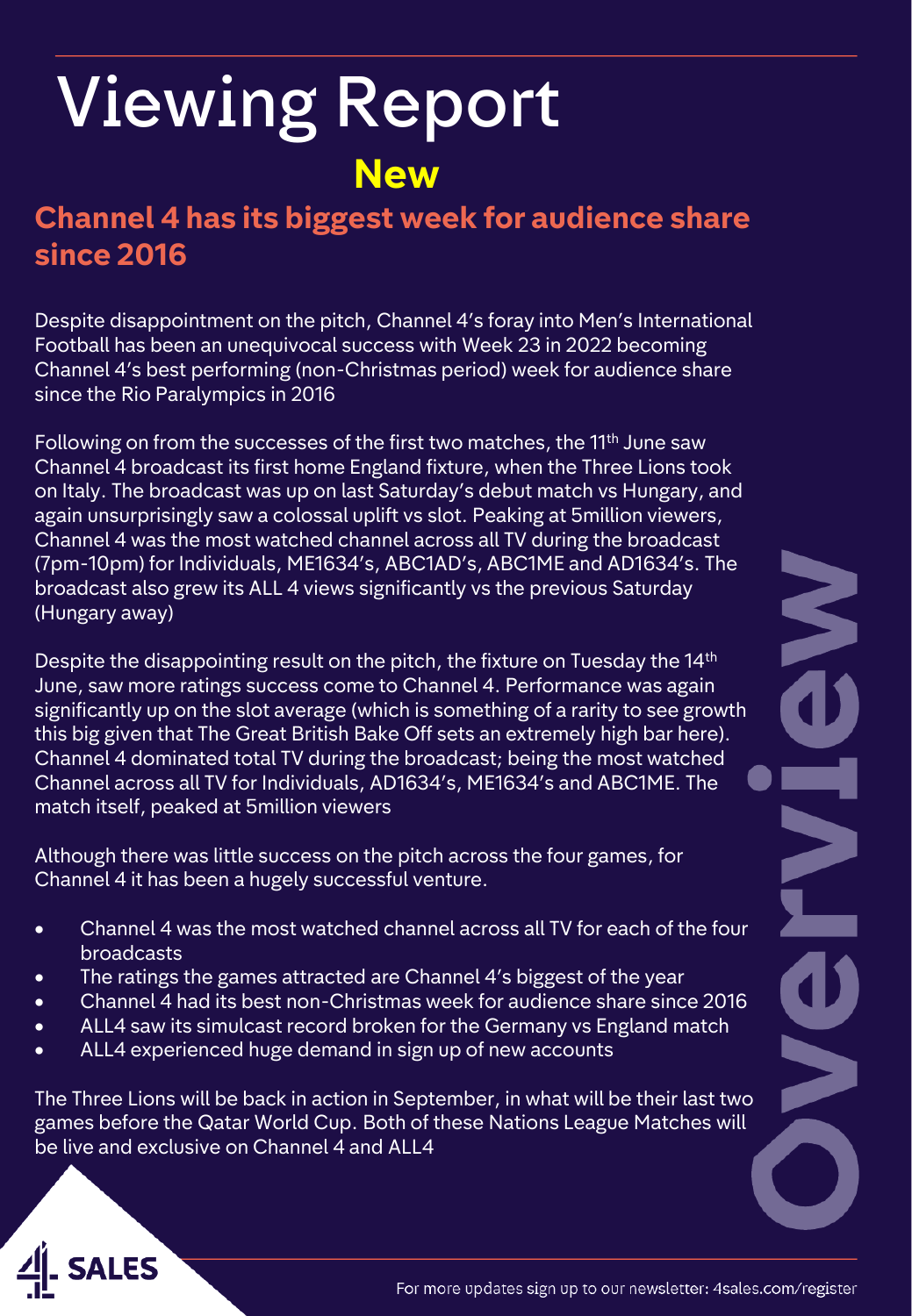# Viewing Report

**New**

## Channel 4 has its biggest week for audience share since 2016

Despite disappointment on the pitch, Channel 4's foray into Men's International Football has been an unequivocal success with Week 23 in 2022 becoming Channel 4's best performing (non-Christmas period) week for audience share since the Rio Paralympics in 2016

Following on from the successes of the first two matches, the 11th June saw Channel 4 broadcast its first home England fixture, when the Three Lions took on Italy. The broadcast was up on last Saturday's debut match vs Hungary, and again unsurprisingly saw a colossal uplift vs slot. Peaking at 5million viewers, Channel 4 was the most watched channel across all TV during the broadcast (7pm-10pm) for Individuals, ME1634's, ABC1AD's, ABC1ME and AD1634's. The broadcast also grew its ALL 4 views significantly vs the previous Saturday (Hungary away)

Despite the disappointing result on the pitch, the fixture on Tuesday the 14th June, saw more ratings success come to Channel 4. Performance was again significantly up on the slot average (which is something of a rarity to see growth this big given that The Great British Bake Off sets an extremely high bar here). Channel 4 dominated total TV during the broadcast; being the most watched Channel across all TV for Individuals, AD1634's, ME1634's and ABC1ME. The match itself, peaked at 5million viewers

Although there was little success on the pitch across the four games, for Channel 4 it has been a hugely successful venture.

- Channel 4 was the most watched channel across all TV for each of the four broadcasts
- The ratings the games attracted are Channel 4's biggest of the year
- Channel 4 had its best non-Christmas week for audience share since 2016
- ALL4 saw its simulcast record broken for the Germany vs England match
- ALL4 experienced huge demand in sign up of new accounts

The Three Lions will be back in action in September, in what will be their last two games before the Qatar World Cup. Both of these Nations League Matches will be live and exclusive on Channel 4 and ALL4

Overview

4 SALES

For more updates sign up to our newsletter: 4sales.com/register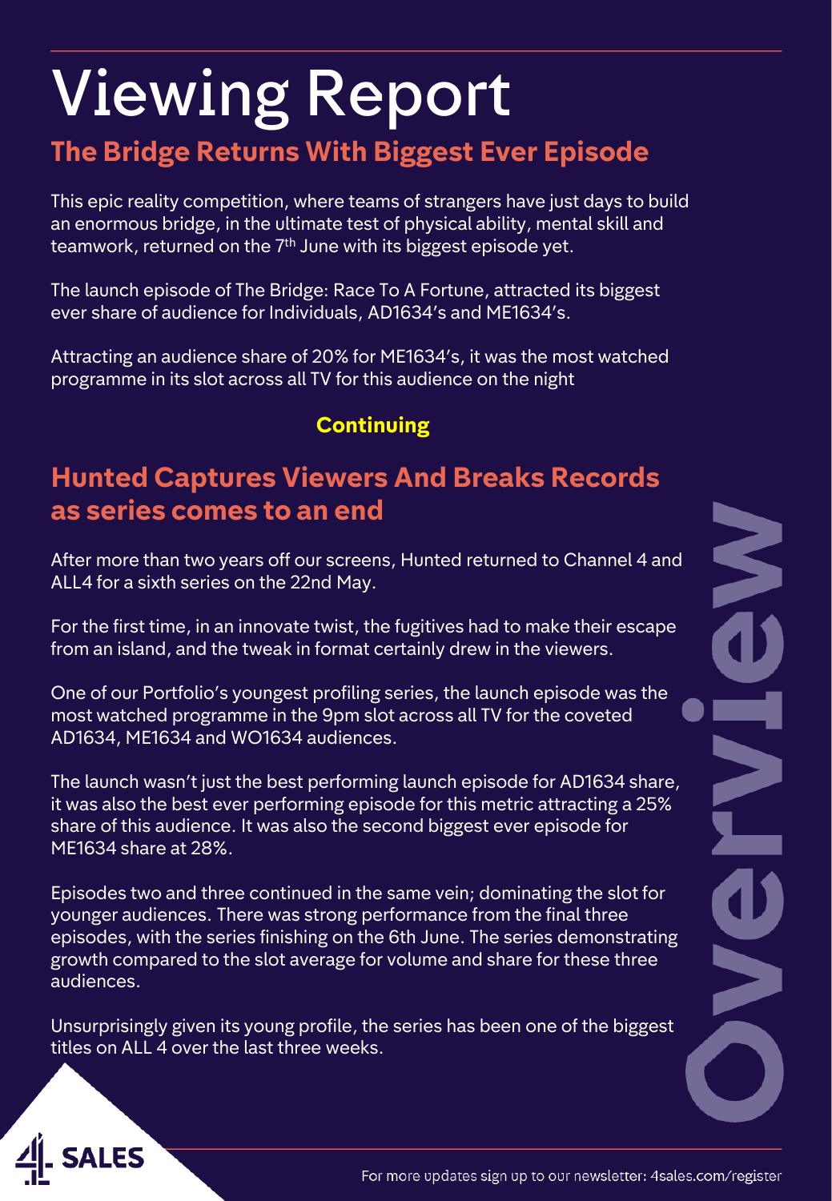# Viewing Report

## The Bridge Returns With Biggest Ever Episode

This epic reality competition, where teams of strangers have just days to build an enormous bridge, in the ultimate test of physical ability, mental skill and teamwork, returned on the 7th June with its biggest episode yet.

The launch episode of The Bridge: Race To A Fortune, attracted its biggest ever share of audience for Individuals, AD1634's and ME1634's.

Attracting an audience share of 20% for ME1634's, it was the most watched programme in its slot across all TV for this audience on the night

**Continuing**

## Hunted Captures Viewers And Breaks Records as series comes to an end

After more than two years off our screens, Hunted returned to Channel 4 and ALL4 for a sixth series on the 22nd May.

For the first time, in an innovate twist, the fugitives had to make their escape from an island, and the tweak in format certainly drew in the viewers.

One of our Portfolio's youngest profiling series, the launch episode was the most watched programme in the 9pm slot across all TV for the coveted AD1634, ME1634 and WO1634 audiences.

The launch wasn't just the best performing launch episode for AD1634 share, it was also the best ever performing episode for this metric attracting a 25% share of this audience. It was also the second biggest ever episode for ME1634 share at 28%.

Episodes two and three continued in the same vein; dominating the slot for younger audiences. There was strong performance from the final three episodes, with the series finishing on the 6th June. The series demonstrating growth compared to the slot average for volume and share for these three audiences.

Unsurprisingly given its young profile, the series has been one of the biggest titles on ALL 4 over the last three weeks.

Overview

4 SALES

For more updates sign up to our newsletter: 4sales.com/register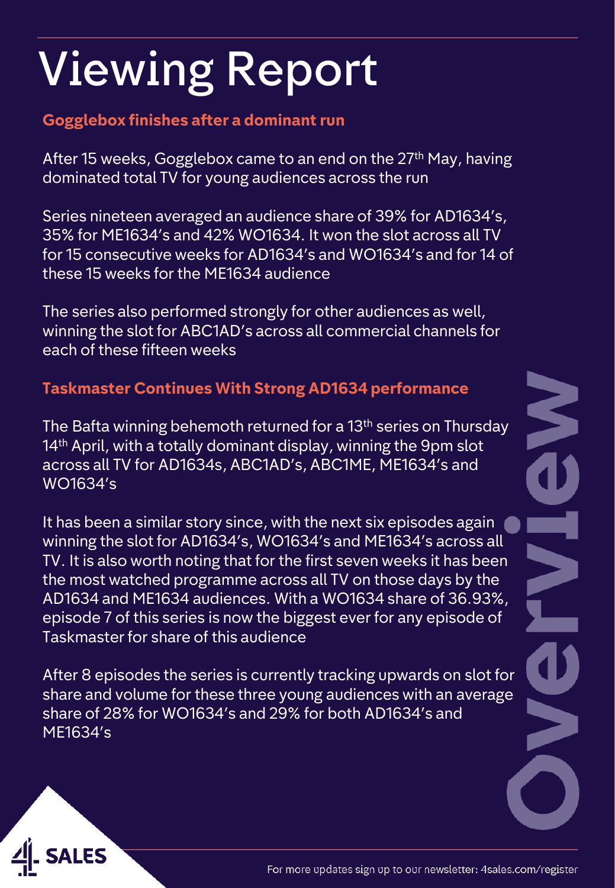# Viewing Report

## Gogglebox finishes after a dominant run

After 15 weeks, Gogglebox came to an end on the 27th May, having dominated total TV for young audiences across the run

Series nineteen averaged an audience share of 39% for AD1634's, 35% for ME1634's and 42% WO1634. It won the slot across all TV for 15 consecutive weeks for AD1634's and WO1634's and for 14 of these 15 weeks for the ME1634 audience

The series also performed strongly for other audiences as well, winning the slot for ABC1AD's across all commercial channels for each of these fifteen weeks

## Taskmaster Continues With Strong AD1634 performance

The Bafta winning behemoth returned for a 13th series on Thursday 14th April, with a totally dominant display, winning the 9pm slot across all TV for AD1634s, ABC1AD's, ABC1ME, ME1634's and WO1634's

It has been a similar story since, with the next six episodes again winning the slot for AD1634's, WO1634's and ME1634's across all TV. It is also worth noting that for the first seven weeks it has been the most watched programme across all TV on those days by the AD1634 and ME1634 audiences. With a WO1634 share of 36.93%, episode 7 of this series is now the biggest ever for any episode of Taskmaster for share of this audience

After 8 episodes the series is currently tracking upwards on slot for share and volume for these three young audiences with an average share of 28% for WO1634's and 29% for both AD1634's and ME1634's

Overview

For more updates sign up to our newsletter: 4sales.com/register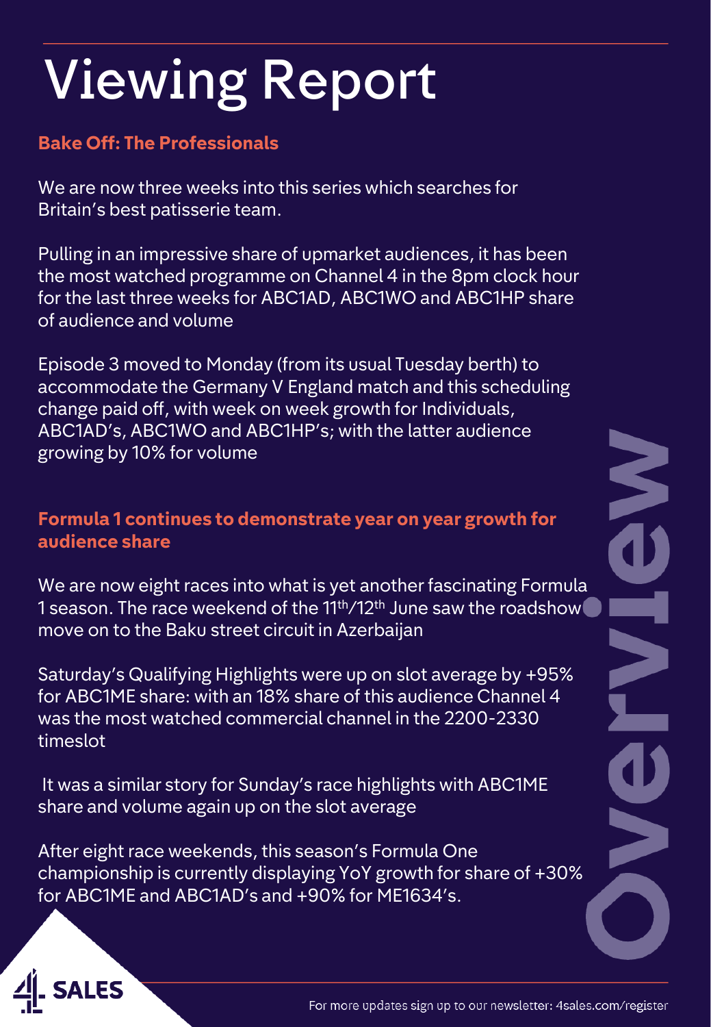# Viewing Report

## Bake Off: The Professionals

We are now three weeks into this series which searches for Britain's best patisserie team.

Pulling in an impressive share of upmarket audiences, it has been the most watched programme on Channel 4 in the 8pm clock hour for the last three weeks for ABC1AD, ABC1WO and ABC1HP share of audience and volume

Episode 3 moved to Monday (from its usual Tuesday berth) to accommodate the Germany V England match and this scheduling change paid off, with week on week growth for Individuals, ABC1AD's, ABC1WO and ABC1HP's; with the latter audience growing by 10% for volume

## Formula 1 continues to demonstrate year on year growth for audience share

We are now eight races into what is yet another fascinating Formula 1 season. The race weekend of the 11th/12th June saw the roadshow move on to the Baku street circuit in Azerbaijan

Saturday's Qualifying Highlights were up on slot average by +95% for ABC1ME share: with an 18% share of this audience Channel 4 was the most watched commercial channel in the 2200-2330 timeslot

It was a similar story for Sunday's race highlights with ABC1ME share and volume again up on the slot average

After eight race weekends, this season's Formula One championship is currently displaying YoY growth for share of +30% for ABC1ME and ABC1AD's and +90% for ME1634's.

Overview

For more updates sign up to our newsletter: 4sales.com/register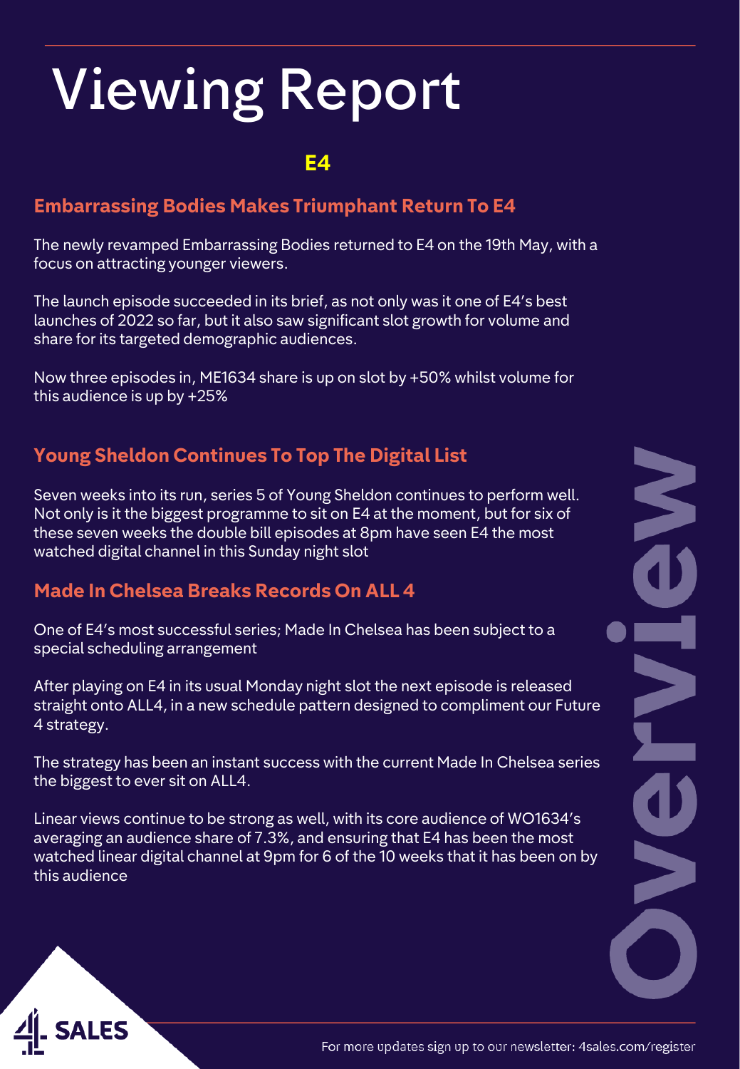# Viewing Report

## E4

### Embarrassing Bodies Makes Triumphant Return To E4

The newly revamped Embarrassing Bodies returned to E4 on the 19th May, with a focus on attracting younger viewers.

The launch episode succeeded in its brief, as not only was it one of E4's best launches of 2022 so far, but it also saw significant slot growth for volume and share for its targeted demographic audiences.

Now three episodes in, ME1634 share is up on slot by +50% whilst volume for this audience is up by +25%

### Young Sheldon Continues To Top The Digital List

Seven weeks into its run, series 5 of Young Sheldon continues to perform well. Not only is it the biggest programme to sit on E4 at the moment, but for six of these seven weeks the double bill episodes at 8pm have seen E4 the most watched digital channel in this Sunday night slot

### Made In Chelsea Breaks Records On ALL 4

One of E4's most successful series; Made In Chelsea has been subject to a special scheduling arrangement

After playing on E4 in its usual Monday night slot the next episode is released straight onto ALL4, in a new schedule pattern designed to compliment our Future 4 strategy.

The strategy has been an instant success with the current Made In Chelsea series the biggest to ever sit on ALL4.

Linear views continue to be strong as well, with its core audience of WO1634's averaging an audience share of 7.3%, and ensuring that E4 has been the most watched linear digital channel at 9pm for 6 of the 10 weeks that it has been on by this audience

Overview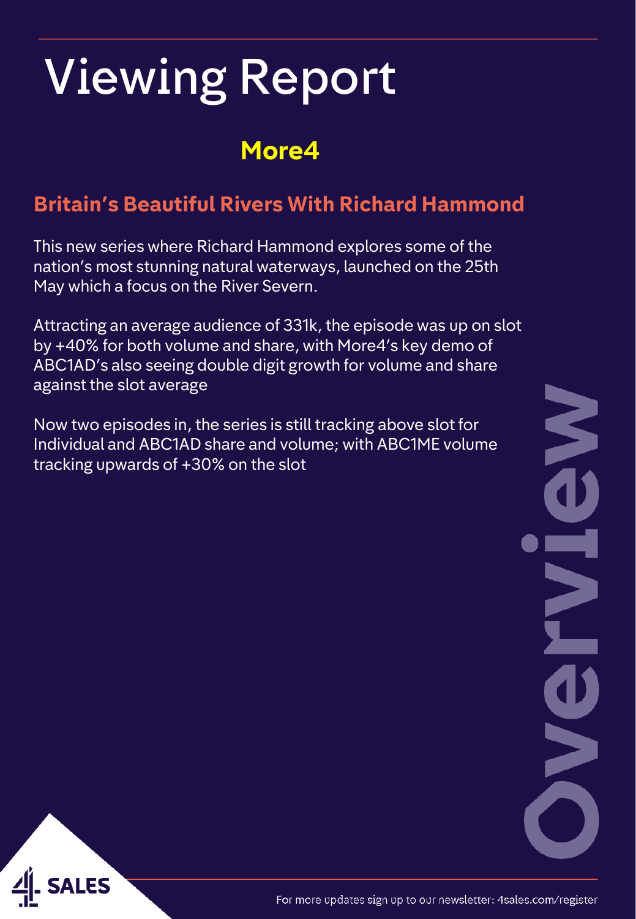# Viewing Report

## More4

### Britain's Beautiful Rivers With Richard Hammond

This new series where Richard Hammond explores some of the nation's most stunning natural waterways, launched on the 25th May which a focus on the River Severn.

Attracting an average audience of 331k, the episode was up on slot by +40% for both volume and share, with More4's key demo of ABC1AD's also seeing double digit growth for volume and share against the slot average

Now two episodes in, the series is still tracking above slot for Individual and ABC1AD share and volume; with ABC1ME volume tracking upwards of +30% on the slot

Overview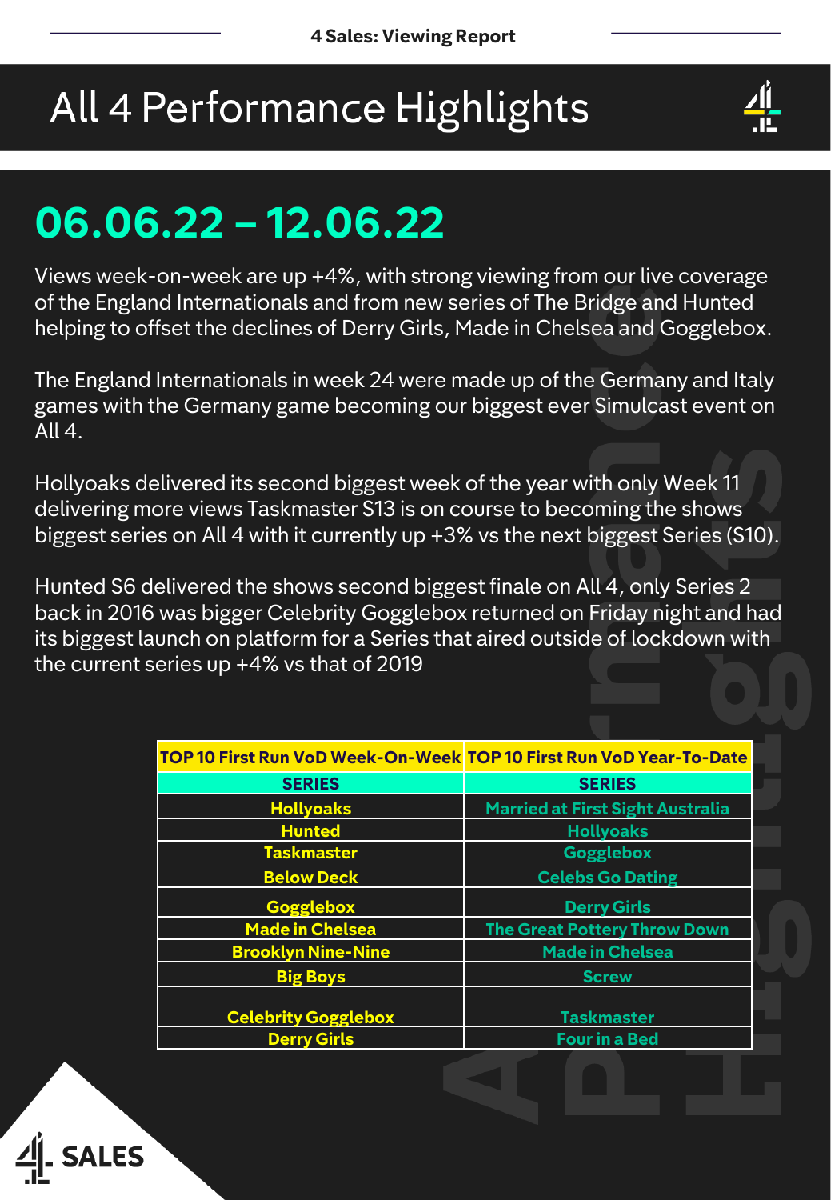# All 4 Performance Highlights

## 06.06.22 – 12.06.22

Views week-on-week are up +4%, with strong viewing from our live coverage of the England Internationals and from new series of The Bridge and Hunted helping to offset the declines of Derry Girls, Made in Chelsea and Gogglebox.

The England Internationals in week 24 were made up of the Germany and Italy games with the Germany game becoming our biggest ever Simulcast event on All 4.

Hollyoaks delivered its second biggest week of the year with only Week 11 delivering more views Taskmaster S13 is on course to becoming the shows biggest series on All 4 with it currently up +3% vs the next biggest Series (S10).

Hunted S6 delivered the shows second biggest finale on All 4, only Series 2 back in 2016 was bigger Celebrity Gogglebox returned on Friday night and had its biggest launch on platform for a Series that aired outside of lockdown with the current series up +4% vs that of 2019

| TOP 10 First Run VoD Week-On-Week | TOP 10 First Run VoD Year-To-Date |
|---|---|
| SERIES | SERIES |
| Hollyoaks | Married at First Sight Australia |
| Hunted | Hollyoaks |
| Taskmaster | Gogglebox |
| Below Deck | Celebs Go Dating |
| Gogglebox | Derry Girls |
| Made in Chelsea | The Great Pottery Throw Down |
| Brooklyn Nine-Nine | Made in Chelsea |
| Big Boys | Screw |
| Celebrity Gogglebox | Taskmaster |
| Derry Girls | Four in a Bed |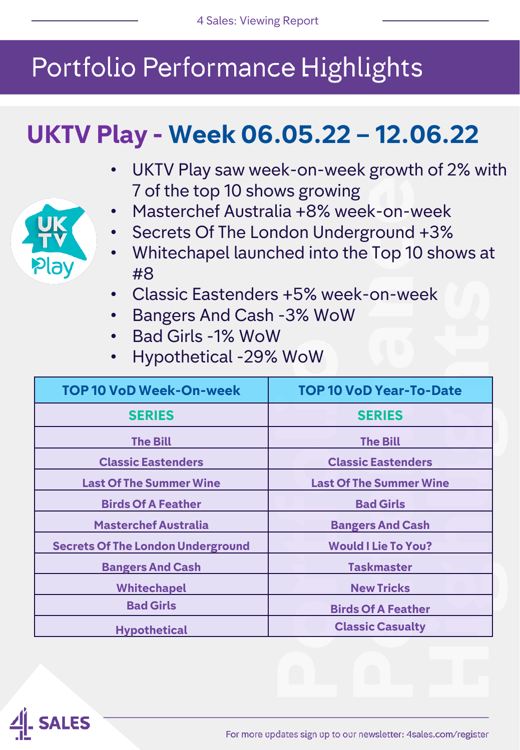# Portfolio Performance Highlights

## UKTV Play - Week 06.05.22 – 12.06.22

- UKTV Play saw week-on-week growth of 2% with 7 of the top 10 shows growing
- Masterchef Australia +8% week-on-week
- Secrets Of The London Underground +3%
- Whitechapel launched into the Top 10 shows at #8
- Classic Eastenders +5% week-on-week
- Bangers And Cash -3% WoW
- Bad Girls -1% WoW
- Hypothetical -29% WoW

| TOP 10 VoD Week-On-week | TOP 10 VoD Year-To-Date |
|---|---|
| SERIES | SERIES |
| The Bill | The Bill |
| Classic Eastenders | Classic Eastenders |
| Last Of The Summer Wine | Last Of The Summer Wine |
| Birds Of A Feather | Bad Girls |
| Masterchef Australia | Bangers And Cash |
| Secrets Of The London Underground | Would I Lie To You? |
| Bangers And Cash | Taskmaster |
| Whitechapel | New Tricks |
| Bad Girls | Birds Of A Feather |
| Hypothetical | Classic Casualty |

For more updates sign up to our newsletter: 4sales.com/register